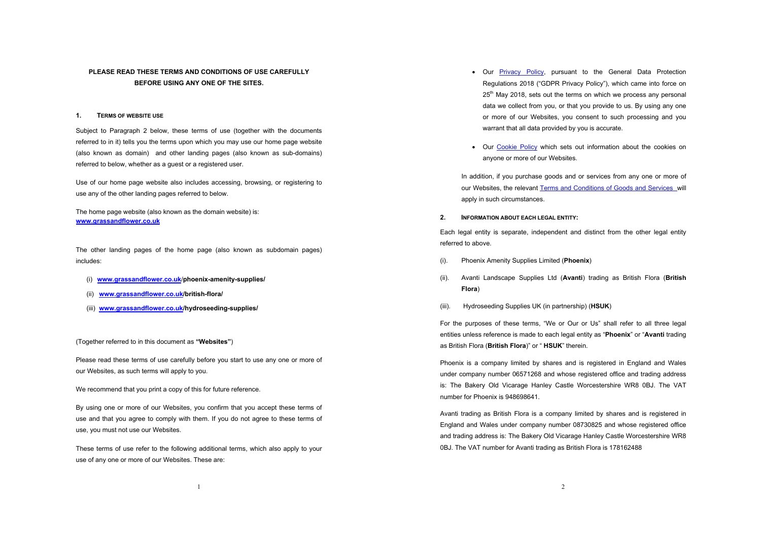**PLEASE READ THESE TERMS AND CONDITIONS OF USE CAREFULLY BEFORE USING ANY ONE OF THE SITES.**

## 1. TERMS OF WEBSITE USE

Subject to Paragraph 2 below, these terms of use (together with the documents referred to in it) tells you the terms upon which you may use our home page website (also known as domain) and other landing pages (also known as sub-domains) referred to below, whether as a guest or a registered user.

Use of our home page website also includes accessing, browsing, or registering to use any of the other landing pages referred to below.

The home page website (also known as the domain website) is:
**www.grassandflower.co.uk**

The other landing pages of the home page (also known as subdomain pages) includes:

(i) **www.grassandflower.co.uk/phoenix-amenity-supplies/**

(ii) **www.grassandflower.co.uk/british-flora/**

(iii) **www.grassandflower.co.uk/hydroseeding-supplies/**

(Together referred to in this document as **"Websites"**)

Please read these terms of use carefully before you start to use any one or more of our Websites, as such terms will apply to you.

We recommend that you print a copy of this for future reference.

By using one or more of our Websites, you confirm that you accept these terms of use and that you agree to comply with them. If you do not agree to these terms of use, you must not use our Websites.

These terms of use refer to the following additional terms, which also apply to your use of any one or more of our Websites. These are:

- Our Privacy Policy, pursuant to the General Data Protection Regulations 2018 ("GDPR Privacy Policy"), which came into force on 25th May 2018, sets out the terms on which we process any personal data we collect from you, or that you provide to us. By using any one or more of our Websites, you consent to such processing and you warrant that all data provided by you is accurate.
- Our Cookie Policy which sets out information about the cookies on anyone or more of our Websites.

In addition, if you purchase goods and or services from any one or more of our Websites, the relevant Terms and Conditions of Goods and Services will apply in such circumstances.

## 2. INFORMATION ABOUT EACH LEGAL ENTITY:

Each legal entity is separate, independent and distinct from the other legal entity referred to above.

(i). Phoenix Amenity Supplies Limited (**Phoenix**)

(ii). Avanti Landscape Supplies Ltd (**Avanti**) trading as British Flora (**British Flora**)

(iii). Hydroseeding Supplies UK (in partnership) (**HSUK**)

For the purposes of these terms, "We or Our or Us" shall refer to all three legal entities unless reference is made to each legal entity as "**Phoenix**" or "**Avanti** trading as British Flora (**British Flora**)" or " **HSUK**" therein.

Phoenix is a company limited by shares and is registered in England and Wales under company number 06571268 and whose registered office and trading address is: The Bakery Old Vicarage Hanley Castle Worcestershire WR8 0BJ. The VAT number for Phoenix is 948698641.

Avanti trading as British Flora is a company limited by shares and is registered in England and Wales under company number 08730825 and whose registered office and trading address is: The Bakery Old Vicarage Hanley Castle Worcestershire WR8 0BJ. The VAT number for Avanti trading as British Flora is 178162488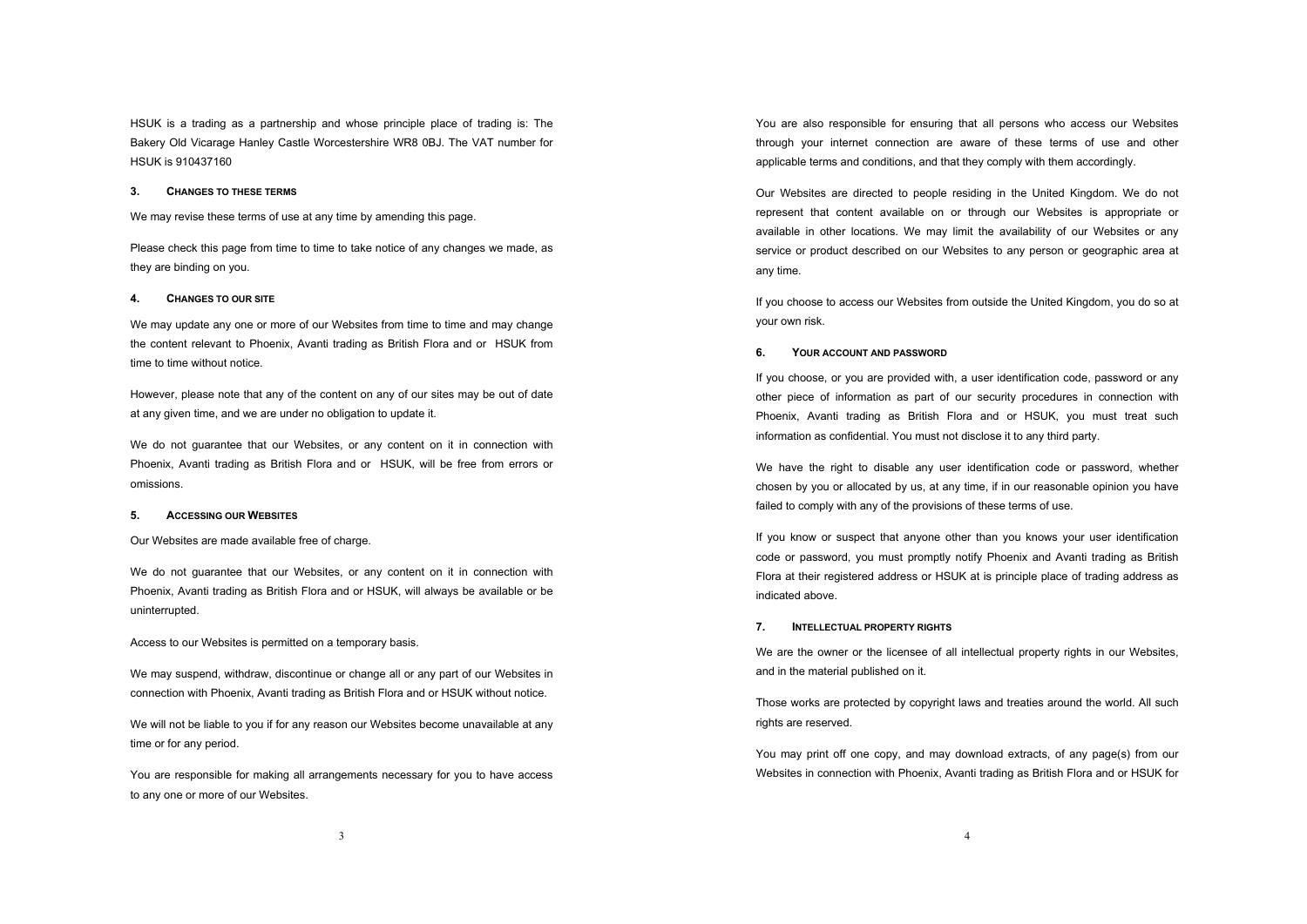HSUK is a trading as a partnership and whose principle place of trading is: The Bakery Old Vicarage Hanley Castle Worcestershire WR8 0BJ. The VAT number for HSUK is 910437160

### 3. CHANGES TO THESE TERMS

We may revise these terms of use at any time by amending this page.

Please check this page from time to time to take notice of any changes we made, as they are binding on you.

### 4. CHANGES TO OUR SITE

We may update any one or more of our Websites from time to time and may change the content relevant to Phoenix, Avanti trading as British Flora and or HSUK from time to time without notice.

However, please note that any of the content on any of our sites may be out of date at any given time, and we are under no obligation to update it.

We do not guarantee that our Websites, or any content on it in connection with Phoenix, Avanti trading as British Flora and or HSUK, will be free from errors or omissions.

### 5. ACCESSING OUR WEBSITES

Our Websites are made available free of charge.

We do not guarantee that our Websites, or any content on it in connection with Phoenix, Avanti trading as British Flora and or HSUK, will always be available or be uninterrupted.

Access to our Websites is permitted on a temporary basis.

We may suspend, withdraw, discontinue or change all or any part of our Websites in connection with Phoenix, Avanti trading as British Flora and or HSUK without notice.

We will not be liable to you if for any reason our Websites become unavailable at any time or for any period.

You are responsible for making all arrangements necessary for you to have access to any one or more of our Websites.

You are also responsible for ensuring that all persons who access our Websites through your internet connection are aware of these terms of use and other applicable terms and conditions, and that they comply with them accordingly.

Our Websites are directed to people residing in the United Kingdom. We do not represent that content available on or through our Websites is appropriate or available in other locations. We may limit the availability of our Websites or any service or product described on our Websites to any person or geographic area at any time.

If you choose to access our Websites from outside the United Kingdom, you do so at your own risk.

### 6. YOUR ACCOUNT AND PASSWORD

If you choose, or you are provided with, a user identification code, password or any other piece of information as part of our security procedures in connection with Phoenix, Avanti trading as British Flora and or HSUK, you must treat such information as confidential. You must not disclose it to any third party.

We have the right to disable any user identification code or password, whether chosen by you or allocated by us, at any time, if in our reasonable opinion you have failed to comply with any of the provisions of these terms of use.

If you know or suspect that anyone other than you knows your user identification code or password, you must promptly notify Phoenix and Avanti trading as British Flora at their registered address or HSUK at is principle place of trading address as indicated above.

### 7. INTELLECTUAL PROPERTY RIGHTS

We are the owner or the licensee of all intellectual property rights in our Websites, and in the material published on it.

Those works are protected by copyright laws and treaties around the world. All such rights are reserved.

You may print off one copy, and may download extracts, of any page(s) from our Websites in connection with Phoenix, Avanti trading as British Flora and or HSUK for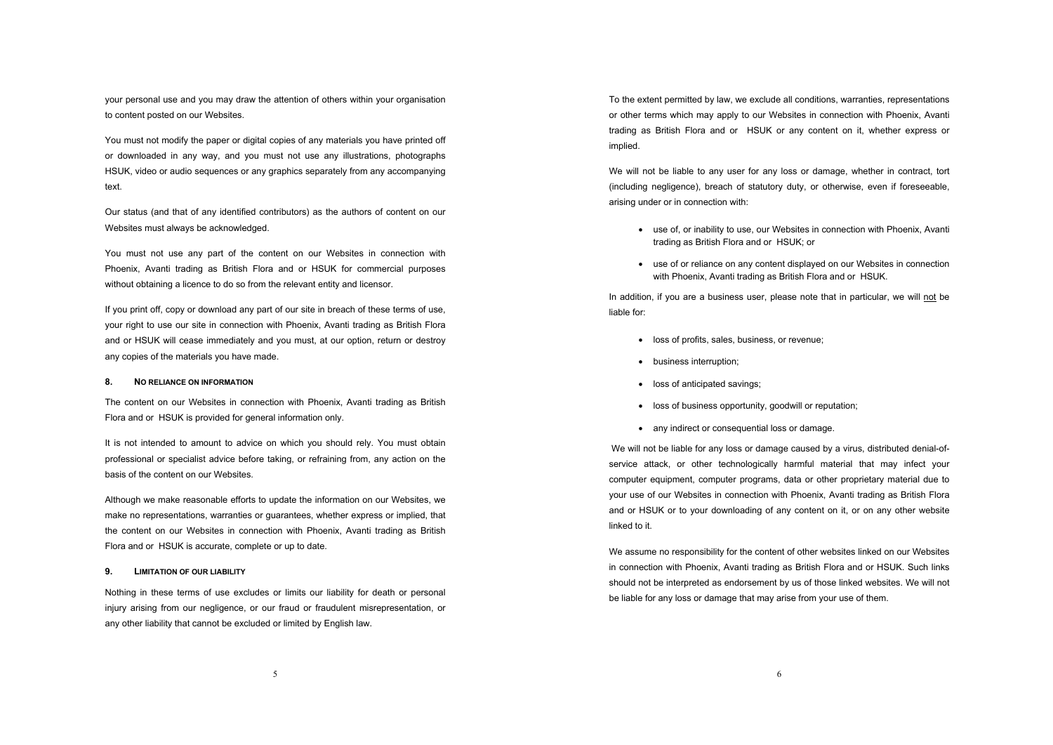your personal use and you may draw the attention of others within your organisation to content posted on our Websites.

You must not modify the paper or digital copies of any materials you have printed off or downloaded in any way, and you must not use any illustrations, photographs HSUK, video or audio sequences or any graphics separately from any accompanying text.

Our status (and that of any identified contributors) as the authors of content on our Websites must always be acknowledged.

You must not use any part of the content on our Websites in connection with Phoenix, Avanti trading as British Flora and or HSUK for commercial purposes without obtaining a licence to do so from the relevant entity and licensor.

If you print off, copy or download any part of our site in breach of these terms of use, your right to use our site in connection with Phoenix, Avanti trading as British Flora and or HSUK will cease immediately and you must, at our option, return or destroy any copies of the materials you have made.

### 8. NO RELIANCE ON INFORMATION

The content on our Websites in connection with Phoenix, Avanti trading as British Flora and or HSUK is provided for general information only.

It is not intended to amount to advice on which you should rely. You must obtain professional or specialist advice before taking, or refraining from, any action on the basis of the content on our Websites.

Although we make reasonable efforts to update the information on our Websites, we make no representations, warranties or guarantees, whether express or implied, that the content on our Websites in connection with Phoenix, Avanti trading as British Flora and or HSUK is accurate, complete or up to date.

### 9. LIMITATION OF OUR LIABILITY

Nothing in these terms of use excludes or limits our liability for death or personal injury arising from our negligence, or our fraud or fraudulent misrepresentation, or any other liability that cannot be excluded or limited by English law.

To the extent permitted by law, we exclude all conditions, warranties, representations or other terms which may apply to our Websites in connection with Phoenix, Avanti trading as British Flora and or HSUK or any content on it, whether express or implied.

We will not be liable to any user for any loss or damage, whether in contract, tort (including negligence), breach of statutory duty, or otherwise, even if foreseeable, arising under or in connection with:

- use of, or inability to use, our Websites in connection with Phoenix, Avanti trading as British Flora and or HSUK; or
- use of or reliance on any content displayed on our Websites in connection with Phoenix, Avanti trading as British Flora and or HSUK.

In addition, if you are a business user, please note that in particular, we will <u>not</u> be liable for:

- loss of profits, sales, business, or revenue;
- business interruption;
- loss of anticipated savings;
- loss of business opportunity, goodwill or reputation;
- any indirect or consequential loss or damage.

We will not be liable for any loss or damage caused by a virus, distributed denial-of-service attack, or other technologically harmful material that may infect your computer equipment, computer programs, data or other proprietary material due to your use of our Websites in connection with Phoenix, Avanti trading as British Flora and or HSUK or to your downloading of any content on it, or on any other website linked to it.

We assume no responsibility for the content of other websites linked on our Websites in connection with Phoenix, Avanti trading as British Flora and or HSUK. Such links should not be interpreted as endorsement by us of those linked websites. We will not be liable for any loss or damage that may arise from your use of them.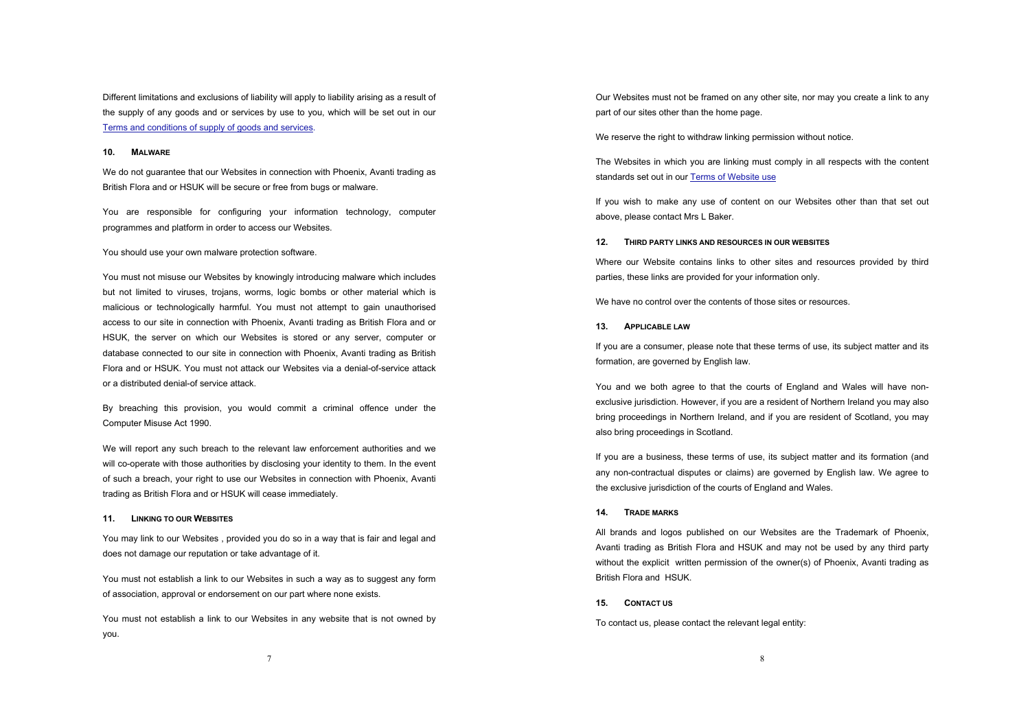Different limitations and exclusions of liability will apply to liability arising as a result of the supply of any goods and or services by use to you, which will be set out in our [Terms and conditions of supply of goods and services](#).

## 10. MALWARE

We do not guarantee that our Websites in connection with Phoenix, Avanti trading as British Flora and or HSUK will be secure or free from bugs or malware.

You are responsible for configuring your information technology, computer programmes and platform in order to access our Websites.

You should use your own malware protection software.

You must not misuse our Websites by knowingly introducing malware which includes but not limited to viruses, trojans, worms, logic bombs or other material which is malicious or technologically harmful. You must not attempt to gain unauthorised access to our site in connection with Phoenix, Avanti trading as British Flora and or HSUK, the server on which our Websites is stored or any server, computer or database connected to our site in connection with Phoenix, Avanti trading as British Flora and or HSUK. You must not attack our Websites via a denial-of-service attack or a distributed denial-of service attack.

By breaching this provision, you would commit a criminal offence under the Computer Misuse Act 1990.

We will report any such breach to the relevant law enforcement authorities and we will co-operate with those authorities by disclosing your identity to them. In the event of such a breach, your right to use our Websites in connection with Phoenix, Avanti trading as British Flora and or HSUK will cease immediately.

## 11. LINKING TO OUR WEBSITES

You may link to our Websites , provided you do so in a way that is fair and legal and does not damage our reputation or take advantage of it.

You must not establish a link to our Websites in such a way as to suggest any form of association, approval or endorsement on our part where none exists.

You must not establish a link to our Websites in any website that is not owned by you.

Our Websites must not be framed on any other site, nor may you create a link to any part of our sites other than the home page.

We reserve the right to withdraw linking permission without notice.

The Websites in which you are linking must comply in all respects with the content standards set out in our [Terms of Website use](#)

If you wish to make any use of content on our Websites other than that set out above, please contact Mrs L Baker.

## 12. THIRD PARTY LINKS AND RESOURCES IN OUR WEBSITES

Where our Website contains links to other sites and resources provided by third parties, these links are provided for your information only.

We have no control over the contents of those sites or resources.

## 13. APPLICABLE LAW

If you are a consumer, please note that these terms of use, its subject matter and its formation, are governed by English law.

You and we both agree to that the courts of England and Wales will have non-exclusive jurisdiction. However, if you are a resident of Northern Ireland you may also bring proceedings in Northern Ireland, and if you are resident of Scotland, you may also bring proceedings in Scotland.

If you are a business, these terms of use, its subject matter and its formation (and any non-contractual disputes or claims) are governed by English law. We agree to the exclusive jurisdiction of the courts of England and Wales.

## 14. TRADE MARKS

All brands and logos published on our Websites are the Trademark of Phoenix, Avanti trading as British Flora and HSUK and may not be used by any third party without the explicit written permission of the owner(s) of Phoenix, Avanti trading as British Flora and HSUK.

## 15. CONTACT US

To contact us, please contact the relevant legal entity: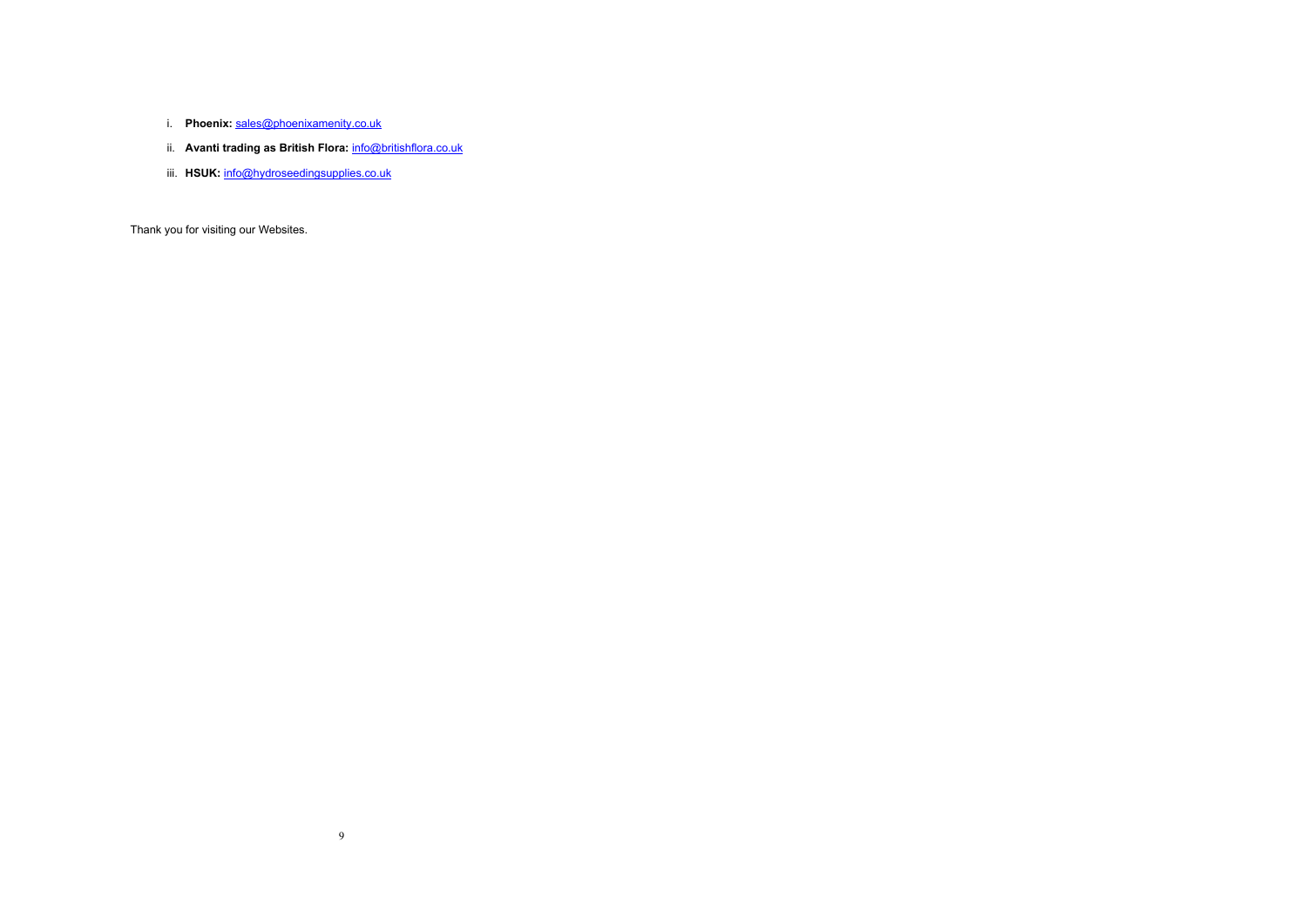i. **Phoenix:** sales@phoenixamenity.co.uk

ii. **Avanti trading as British Flora:** info@britishflora.co.uk

iii. **HSUK:** info@hydroseedingsupplies.co.uk

Thank you for visiting our Websites.